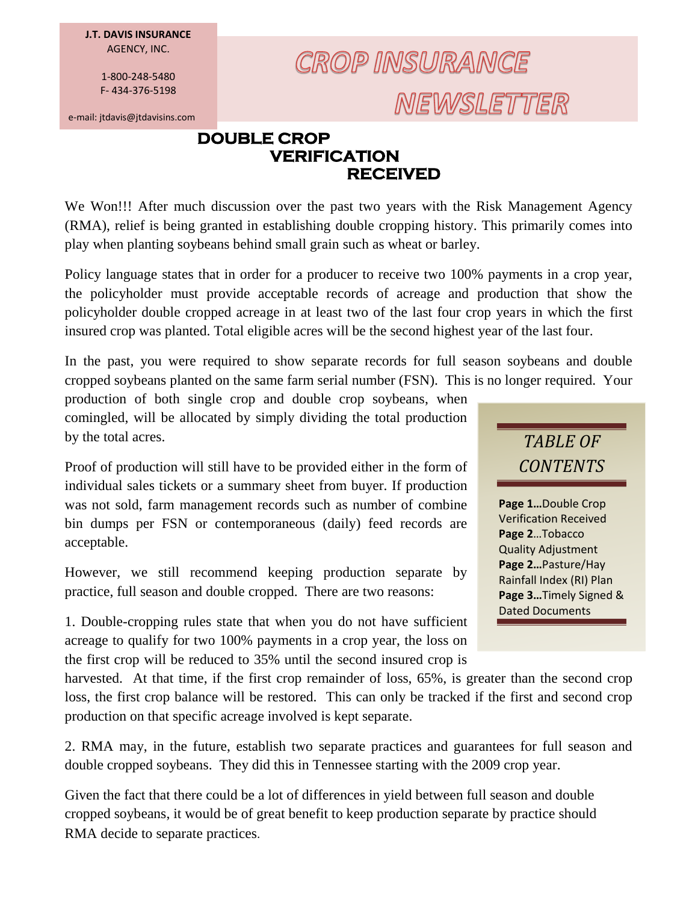**J.T. DAVIS INSURANCE**
AGENCY, INC.

1-800-248-5480
F- 434-376-5198

e-mail: jtdavis@jtdavisins.com

# CROP INSURANCE NEWSLETTER

## DOUBLE CROP VERIFICATION RECEIVED

We Won!!! After much discussion over the past two years with the Risk Management Agency (RMA), relief is being granted in establishing double cropping history. This primarily comes into play when planting soybeans behind small grain such as wheat or barley.

Policy language states that in order for a producer to receive two 100% payments in a crop year, the policyholder must provide acceptable records of acreage and production that show the policyholder double cropped acreage in at least two of the last four crop years in which the first insured crop was planted. Total eligible acres will be the second highest year of the last four.

In the past, you were required to show separate records for full season soybeans and double cropped soybeans planted on the same farm serial number (FSN). This is no longer required. Your production of both single crop and double crop soybeans, when comingled, will be allocated by simply dividing the total production by the total acres.

Proof of production will still have to be provided either in the form of individual sales tickets or a summary sheet from buyer. If production was not sold, farm management records such as number of combine bin dumps per FSN or contemporaneous (daily) feed records are acceptable.

However, we still recommend keeping production separate by practice, full season and double cropped. There are two reasons:

1. Double-cropping rules state that when you do not have sufficient acreage to qualify for two 100% payments in a crop year, the loss on the first crop will be reduced to 35% until the second insured crop is harvested. At that time, if the first crop remainder of loss, 65%, is greater than the second crop loss, the first crop balance will be restored. This can only be tracked if the first and second crop production on that specific acreage involved is kept separate.

2. RMA may, in the future, establish two separate practices and guarantees for full season and double cropped soybeans. They did this in Tennessee starting with the 2009 crop year.

Given the fact that there could be a lot of differences in yield between full season and double cropped soybeans, it would be of great benefit to keep production separate by practice should RMA decide to separate practices.

### *TABLE OF CONTENTS*

**Page 1…**Double Crop Verification Received
**Page 2**…Tobacco Quality Adjustment
**Page 2…**Pasture/Hay Rainfall Index (RI) Plan
**Page 3…**Timely Signed & Dated Documents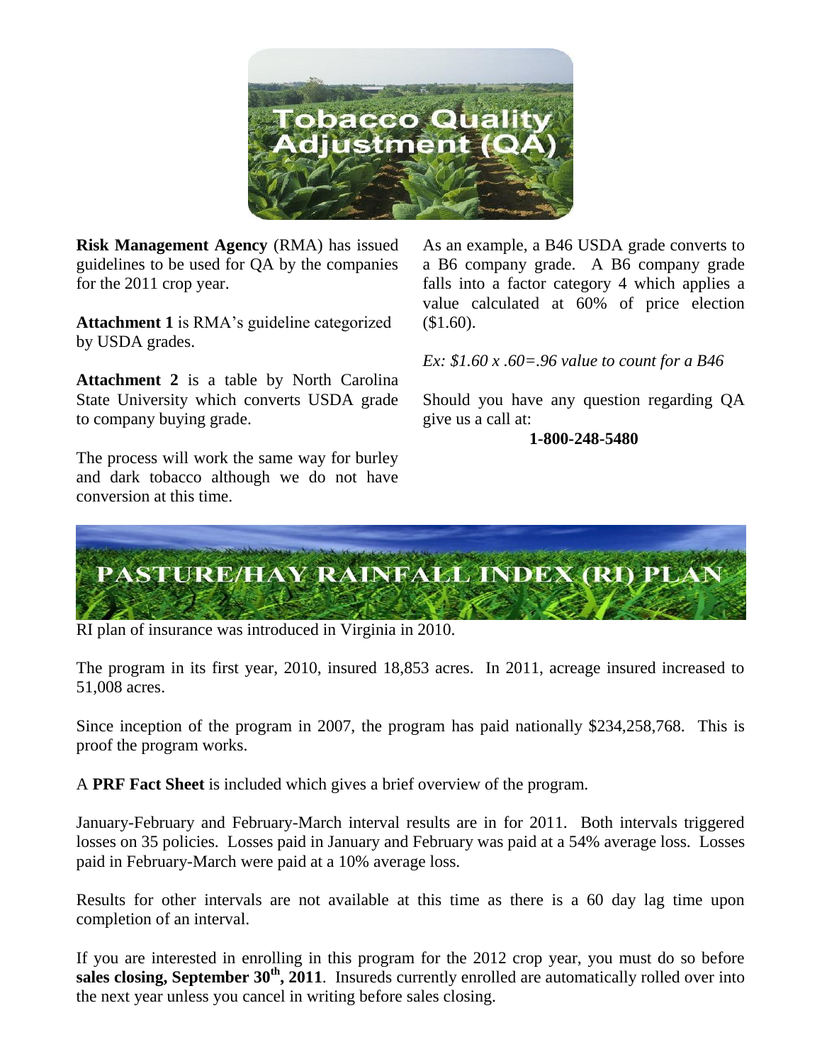# Tobacco Quality Adjustment (QA)

**Risk Management Agency** (RMA) has issued guidelines to be used for QA by the companies for the 2011 crop year.

**Attachment 1** is RMA's guideline categorized by USDA grades.

**Attachment 2** is a table by North Carolina State University which converts USDA grade to company buying grade.

The process will work the same way for burley and dark tobacco although we do not have conversion at this time.

As an example, a B46 USDA grade converts to a B6 company grade. A B6 company grade falls into a factor category 4 which applies a value calculated at 60% of price election ($1.60).

*Ex: $1.60 x .60=.96 value to count for a B46*

Should you have any question regarding QA give us a call at:

**1-800-248-5480**

# PASTURE/HAY RAINFALL INDEX (RI) PLAN

RI plan of insurance was introduced in Virginia in 2010.

The program in its first year, 2010, insured 18,853 acres. In 2011, acreage insured increased to 51,008 acres.

Since inception of the program in 2007, the program has paid nationally $234,258,768. This is proof the program works.

A **PRF Fact Sheet** is included which gives a brief overview of the program.

January-February and February-March interval results are in for 2011. Both intervals triggered losses on 35 policies. Losses paid in January and February was paid at a 54% average loss. Losses paid in February-March were paid at a 10% average loss.

Results for other intervals are not available at this time as there is a 60 day lag time upon completion of an interval.

If you are interested in enrolling in this program for the 2012 crop year, you must do so before **sales closing, September 30th, 2011**. Insureds currently enrolled are automatically rolled over into the next year unless you cancel in writing before sales closing.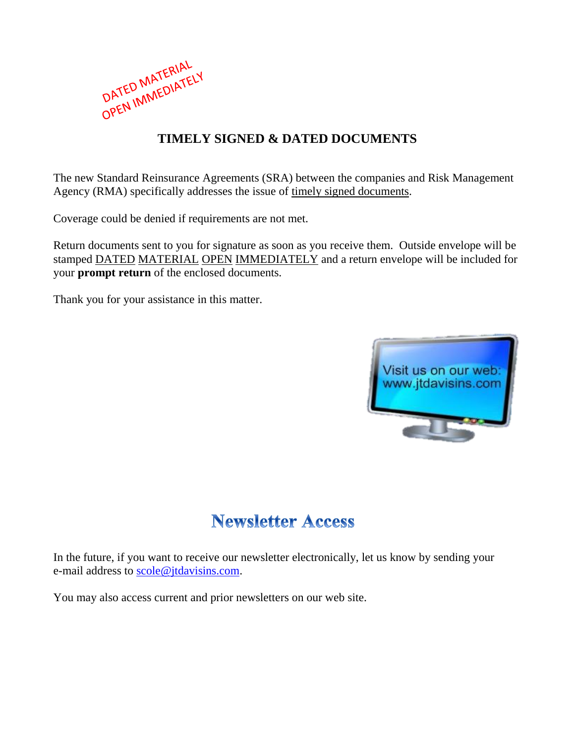DATED MATERIAL
OPEN IMMEDIATELY

## TIMELY SIGNED & DATED DOCUMENTS

The new Standard Reinsurance Agreements (SRA) between the companies and Risk Management Agency (RMA) specifically addresses the issue of timely signed documents.

Coverage could be denied if requirements are not met.

Return documents sent to you for signature as soon as you receive them. Outside envelope will be stamped DATED MATERIAL OPEN IMMEDIATELY and a return envelope will be included for your **prompt return** of the enclosed documents.

Thank you for your assistance in this matter.

Visit us on our web:
www.jtdavisins.com

## Newsletter Access

In the future, if you want to receive our newsletter electronically, let us know by sending your e-mail address to scole@jtdavisins.com.

You may also access current and prior newsletters on our web site.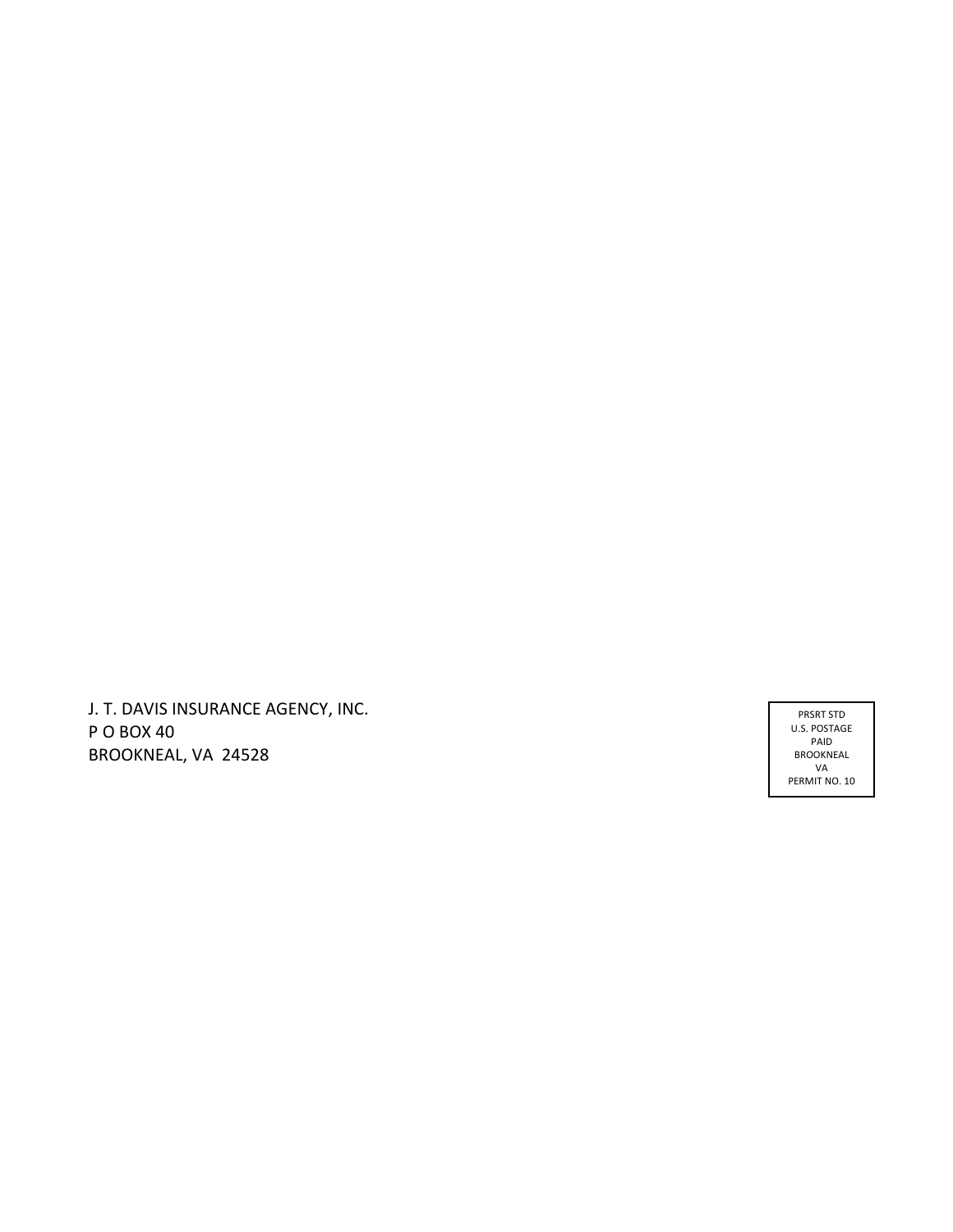J. T. DAVIS INSURANCE AGENCY, INC.
P O BOX 40
BROOKNEAL, VA  24528

PRSRT STD
U.S. POSTAGE
PAID
BROOKNEAL
VA
PERMIT NO. 10